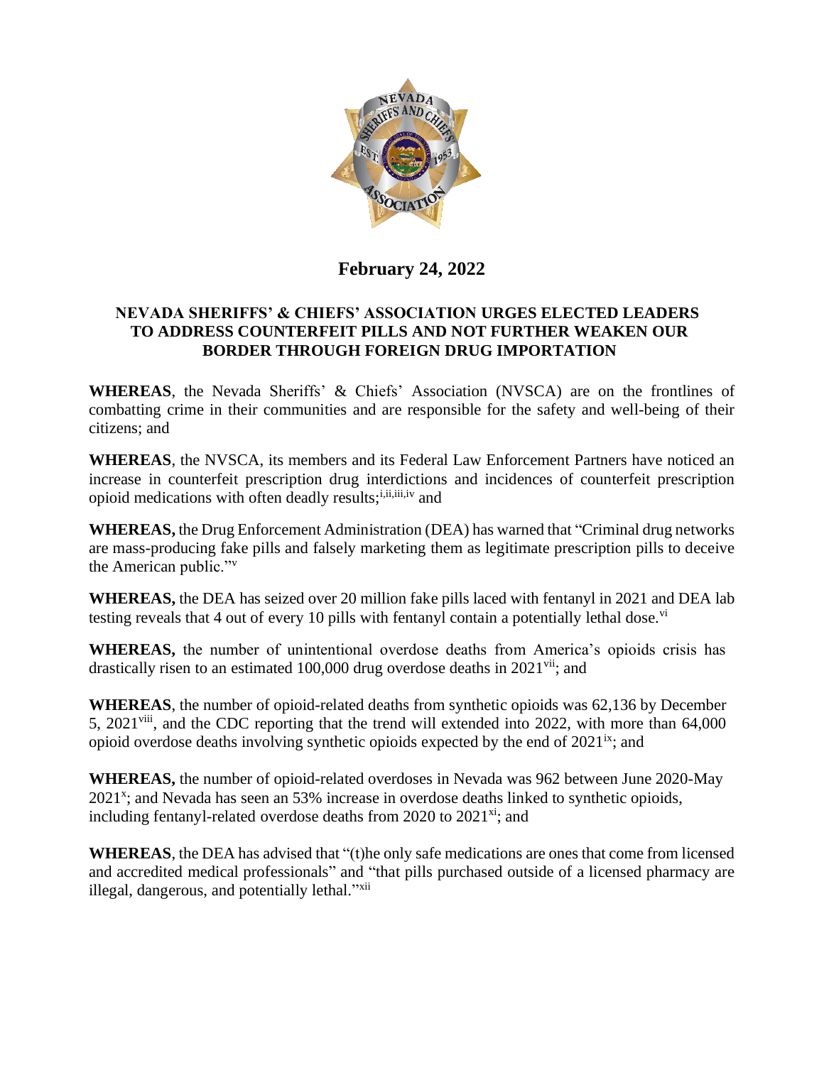**February 24, 2022**

**NEVADA SHERIFFS' & CHIEFS' ASSOCIATION URGES ELECTED LEADERS TO ADDRESS COUNTERFEIT PILLS AND NOT FURTHER WEAKEN OUR BORDER THROUGH FOREIGN DRUG IMPORTATION**

**WHEREAS**, the Nevada Sheriffs' & Chiefs' Association (NVSCA) are on the frontlines of combatting crime in their communities and are responsible for the safety and well-being of their citizens; and

**WHEREAS**, the NVSCA, its members and its Federal Law Enforcement Partners have noticed an increase in counterfeit prescription drug interdictions and incidences of counterfeit prescription opioid medications with often deadly results;[i,ii,iii,iv] and

**WHEREAS,** the Drug Enforcement Administration (DEA) has warned that "Criminal drug networks are mass-producing fake pills and falsely marketing them as legitimate prescription pills to deceive the American public."[v]

**WHEREAS,** the DEA has seized over 20 million fake pills laced with fentanyl in 2021 and DEA lab testing reveals that 4 out of every 10 pills with fentanyl contain a potentially lethal dose.[vi]

**WHEREAS,** the number of unintentional overdose deaths from America's opioids crisis has drastically risen to an estimated 100,000 drug overdose deaths in 2021[vii]; and

**WHEREAS**, the number of opioid-related deaths from synthetic opioids was 62,136 by December 5, 2021[viii], and the CDC reporting that the trend will extended into 2022, with more than 64,000 opioid overdose deaths involving synthetic opioids expected by the end of 2021[ix]; and

**WHEREAS,** the number of opioid-related overdoses in Nevada was 962 between June 2020-May 2021[x]; and Nevada has seen an 53% increase in overdose deaths linked to synthetic opioids, including fentanyl-related overdose deaths from 2020 to 2021[xi]; and

**WHEREAS**, the DEA has advised that "(t)he only safe medications are ones that come from licensed and accredited medical professionals" and "that pills purchased outside of a licensed pharmacy are illegal, dangerous, and potentially lethal."[xii]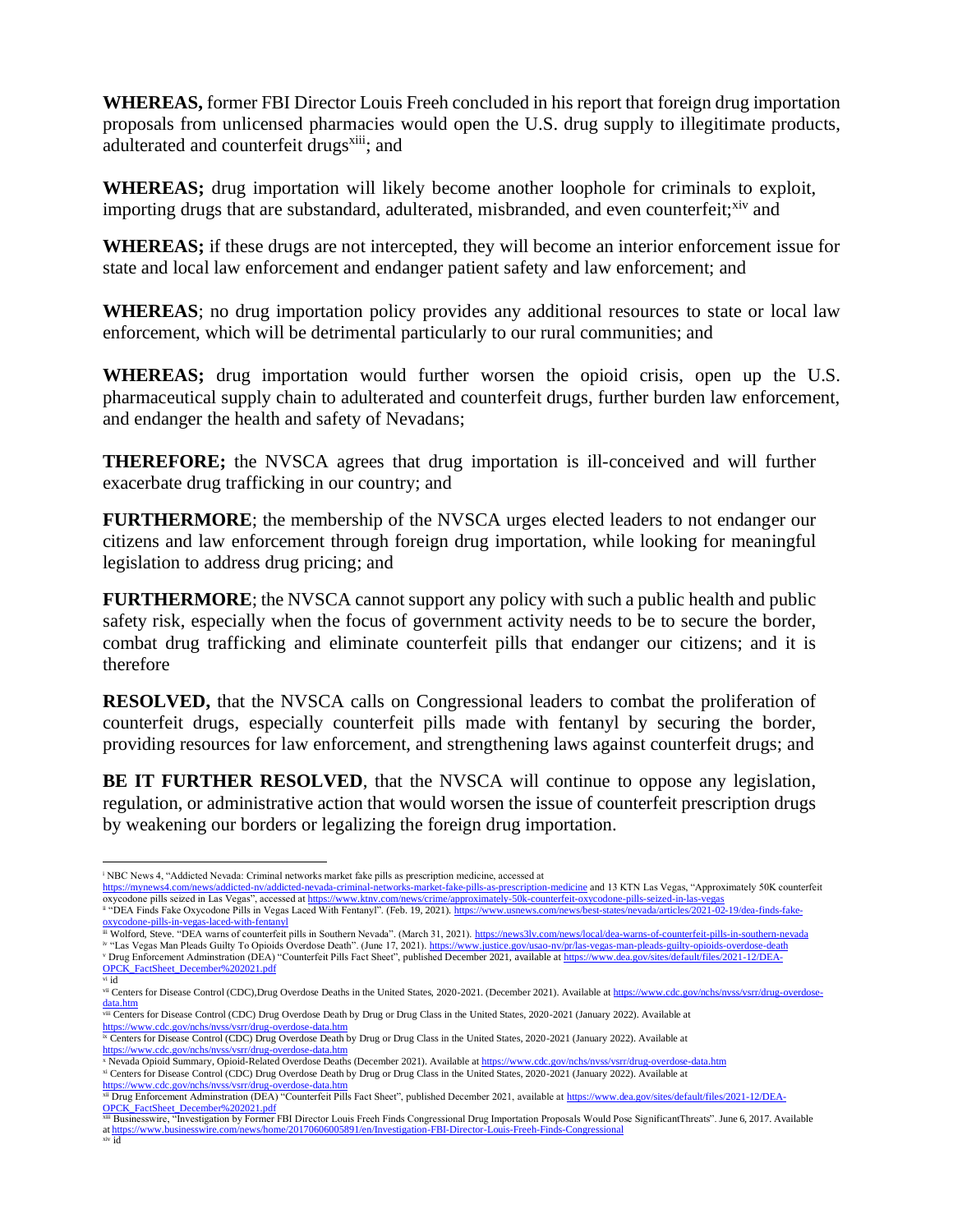**WHEREAS,** former FBI Director Louis Freeh concluded in his report that foreign drug importation proposals from unlicensed pharmacies would open the U.S. drug supply to illegitimate products, adulterated and counterfeit drugs[xiii]; and

**WHEREAS;** drug importation will likely become another loophole for criminals to exploit, importing drugs that are substandard, adulterated, misbranded, and even counterfeit;[xiv] and

**WHEREAS;** if these drugs are not intercepted, they will become an interior enforcement issue for state and local law enforcement and endanger patient safety and law enforcement; and

**WHEREAS**; no drug importation policy provides any additional resources to state or local law enforcement, which will be detrimental particularly to our rural communities; and

**WHEREAS;** drug importation would further worsen the opioid crisis, open up the U.S. pharmaceutical supply chain to adulterated and counterfeit drugs, further burden law enforcement, and endanger the health and safety of Nevadans;

**THEREFORE;** the NVSCA agrees that drug importation is ill-conceived and will further exacerbate drug trafficking in our country; and

**FURTHERMORE**; the membership of the NVSCA urges elected leaders to not endanger our citizens and law enforcement through foreign drug importation, while looking for meaningful legislation to address drug pricing; and

**FURTHERMORE**; the NVSCA cannot support any policy with such a public health and public safety risk, especially when the focus of government activity needs to be to secure the border, combat drug trafficking and eliminate counterfeit pills that endanger our citizens; and it is therefore

**RESOLVED,** that the NVSCA calls on Congressional leaders to combat the proliferation of counterfeit drugs, especially counterfeit pills made with fentanyl by securing the border, providing resources for law enforcement, and strengthening laws against counterfeit drugs; and

**BE IT FURTHER RESOLVED**, that the NVSCA will continue to oppose any legislation, regulation, or administrative action that would worsen the issue of counterfeit prescription drugs by weakening our borders or legalizing the foreign drug importation.

---

[i] NBC News 4, "Addicted Nevada: Criminal networks market fake pills as prescription medicine, accessed at https://mynews4.com/news/addicted-nv/addicted-nevada-criminal-networks-market-fake-pills-as-prescription-medicine and 13 KTN Las Vegas, "Approximately 50K counterfeit oxycodone pills seized in Las Vegas", accessed at https://www.ktnv.com/news/crime/approximately-50k-counterfeit-oxycodone-pills-seized-in-las-vegas

[ii] "DEA Finds Fake Oxycodone Pills in Vegas Laced With Fentanyl". (Feb. 19, 2021). https://www.usnews.com/news/best-states/nevada/articles/2021-02-19/dea-finds-fake-oxycodone-pills-in-vegas-laced-with-fentanyl

[iii] Wolford, Steve. "DEA warns of counterfeit pills in Southern Nevada". (March 31, 2021). https://news3lv.com/news/local/dea-warns-of-counterfeit-pills-in-southern-nevada

[iv] "Las Vegas Man Pleads Guilty To Opioids Overdose Death". (June 17, 2021). https://www.justice.gov/usao-nv/pr/las-vegas-man-pleads-guilty-opioids-overdose-death

[v] Drug Enforcement Adminstration (DEA) "Counterfeit Pills Fact Sheet", published December 2021, available at https://www.dea.gov/sites/default/files/2021-12/DEA-OPCK_FactSheet_December%202021.pdf

[vi] id

[vii] Centers for Disease Control (CDC),Drug Overdose Deaths in the United States, 2020-2021. (December 2021). Available at https://www.cdc.gov/nchs/nvss/vsrr/drug-overdose-data.htm

[viii] Centers for Disease Control (CDC) Drug Overdose Death by Drug or Drug Class in the United States, 2020-2021 (January 2022). Available at https://www.cdc.gov/nchs/nvss/vsrr/drug-overdose-data.htm

[ix] Centers for Disease Control (CDC) Drug Overdose Death by Drug or Drug Class in the United States, 2020-2021 (January 2022). Available at https://www.cdc.gov/nchs/nvss/vsrr/drug-overdose-data.htm

[x] Nevada Opioid Summary, Opioid-Related Overdose Deaths (December 2021). Available at https://www.cdc.gov/nchs/nvss/vsrr/drug-overdose-data.htm

[xi] Centers for Disease Control (CDC) Drug Overdose Death by Drug or Drug Class in the United States, 2020-2021 (January 2022). Available at https://www.cdc.gov/nchs/nvss/vsrr/drug-overdose-data.htm

[xii] Drug Enforcement Adminstration (DEA) "Counterfeit Pills Fact Sheet", published December 2021, available at https://www.dea.gov/sites/default/files/2021-12/DEA-OPCK_FactSheet_December%202021.pdf

[xiii] Businesswire, "Investigation by Former FBI Director Louis Freeh Finds Congressional Drug Importation Proposals Would Pose SignificantThreats". June 6, 2017. Available at https://www.businesswire.com/news/home/20170606005891/en/Investigation-FBI-Director-Louis-Freeh-Finds-Congressional

[xiv] id